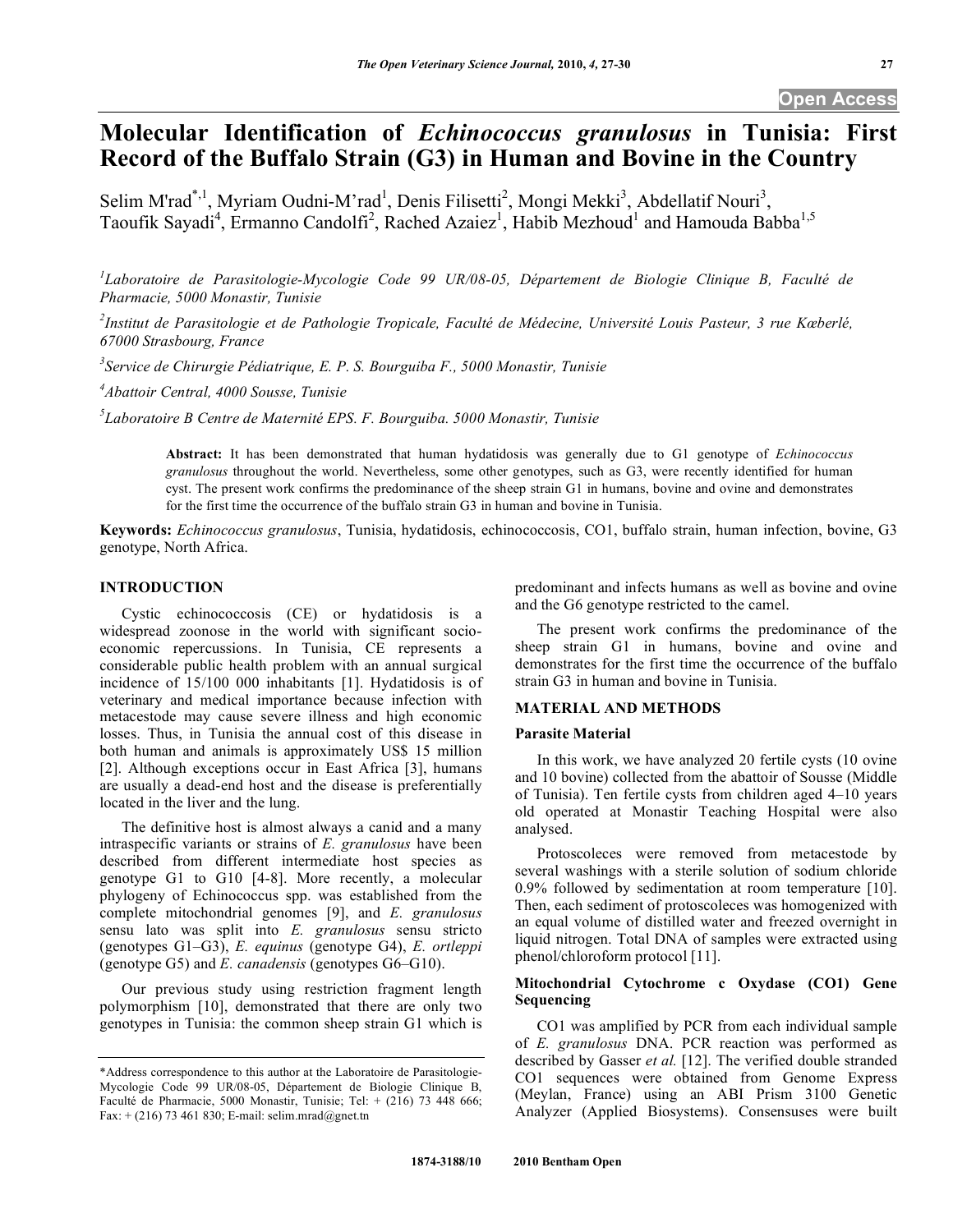# Molecular Identification of *Echinococcus granulosus* in Tunisia: First Record of the Buffalo Strain (G3) in Human and Bovine in the Country

Selim M'rad[*,1], Myriam Oudni-M'rad[1], Denis Filisetti[2], Mongi Mekki[3], Abdellatif Nouri[3], Taoufik Sayadi[4], Ermanno Candolfi[2], Rached Azaiez[1], Habib Mezhoud[1] and Hamouda Babba[1,5]

[1]*Laboratoire de Parasitologie-Mycologie Code 99 UR/08-05, Département de Biologie Clinique B, Faculté de Pharmacie, 5000 Monastir, Tunisie*

[2]*Institut de Parasitologie et de Pathologie Tropicale, Faculté de Médecine, Université Louis Pasteur, 3 rue Kœberlé, 67000 Strasbourg, France*

[3]*Service de Chirurgie Pédiatrique, E. P. S. Bourguiba F., 5000 Monastir, Tunisie*

[4]*Abattoir Central, 4000 Sousse, Tunisie*

[5]*Laboratoire B Centre de Maternité EPS. F. Bourguiba. 5000 Monastir, Tunisie*

**Abstract:** It has been demonstrated that human hydatidosis was generally due to G1 genotype of *Echinococcus granulosus* throughout the world. Nevertheless, some other genotypes, such as G3, were recently identified for human cyst. The present work confirms the predominance of the sheep strain G1 in humans, bovine and ovine and demonstrates for the first time the occurrence of the buffalo strain G3 in human and bovine in Tunisia.

**Keywords:** *Echinococcus granulosus*, Tunisia, hydatidosis, echinococcosis, CO1, buffalo strain, human infection, bovine, G3 genotype, North Africa.

## INTRODUCTION

Cystic echinococcosis (CE) or hydatidosis is a widespread zoonose in the world with significant socio-economic repercussions. In Tunisia, CE represents a considerable public health problem with an annual surgical incidence of 15/100 000 inhabitants [1]. Hydatidosis is of veterinary and medical importance because infection with metacestode may cause severe illness and high economic losses. Thus, in Tunisia the annual cost of this disease in both human and animals is approximately US$ 15 million [2]. Although exceptions occur in East Africa [3], humans are usually a dead-end host and the disease is preferentially located in the liver and the lung.

The definitive host is almost always a canid and a many intraspecific variants or strains of *E. granulosus* have been described from different intermediate host species as genotype G1 to G10 [4-8]. More recently, a molecular phylogeny of Echinococcus spp. was established from the complete mitochondrial genomes [9], and *E. granulosus* sensu lato was split into *E. granulosus* sensu stricto (genotypes G1–G3), *E. equinus* (genotype G4), *E. ortleppi* (genotype G5) and *E. canadensis* (genotypes G6–G10).

Our previous study using restriction fragment length polymorphism [10], demonstrated that there are only two genotypes in Tunisia: the common sheep strain G1 which is predominant and infects humans as well as bovine and ovine and the G6 genotype restricted to the camel.

The present work confirms the predominance of the sheep strain G1 in humans, bovine and ovine and demonstrates for the first time the occurrence of the buffalo strain G3 in human and bovine in Tunisia.

## MATERIAL AND METHODS

### Parasite Material

In this work, we have analyzed 20 fertile cysts (10 ovine and 10 bovine) collected from the abattoir of Sousse (Middle of Tunisia). Ten fertile cysts from children aged 4–10 years old operated at Monastir Teaching Hospital were also analysed.

Protoscoleces were removed from metacestode by several washings with a sterile solution of sodium chloride 0.9% followed by sedimentation at room temperature [10]. Then, each sediment of protoscoleces was homogenized with an equal volume of distilled water and freezed overnight in liquid nitrogen. Total DNA of samples were extracted using phenol/chloroform protocol [11].

### Mitochondrial Cytochrome c Oxydase (CO1) Gene Sequencing

CO1 was amplified by PCR from each individual sample of *E. granulosus* DNA. PCR reaction was performed as described by Gasser *et al.* [12]. The verified double stranded CO1 sequences were obtained from Genome Express (Meylan, France) using an ABI Prism 3100 Genetic Analyzer (Applied Biosystems). Consensuses were built

*Address correspondence to this author at the Laboratoire de Parasitologie-Mycologie Code 99 UR/08-05, Département de Biologie Clinique B, Faculté de Pharmacie, 5000 Monastir, Tunisie; Tel: + (216) 73 448 666; Fax: + (216) 73 461 830; E-mail: selim.mrad@gnet.tn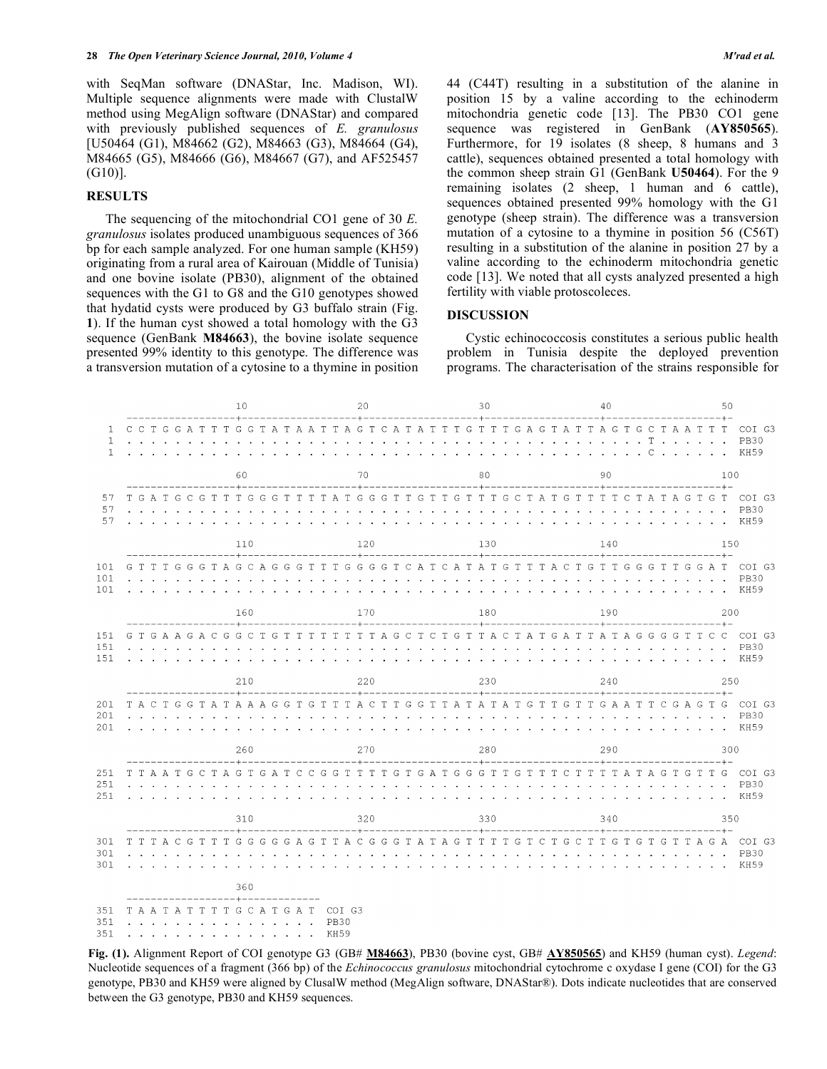with SeqMan software (DNAStar, Inc. Madison, WI). Multiple sequence alignments were made with ClustalW method using MegAlign software (DNAStar) and compared with previously published sequences of *E. granulosus* [U50464 (G1), M84662 (G2), M84663 (G3), M84664 (G4), M84665 (G5), M84666 (G6), M84667 (G7), and AF525457 (G10)].

## RESULTS

The sequencing of the mitochondrial CO1 gene of 30 *E. granulosus* isolates produced unambiguous sequences of 366 bp for each sample analyzed. For one human sample (KH59) originating from a rural area of Kairouan (Middle of Tunisia) and one bovine isolate (PB30), alignment of the obtained sequences with the G1 to G8 and the G10 genotypes showed that hydatid cysts were produced by G3 buffalo strain (Fig. **1**). If the human cyst showed a total homology with the G3 sequence (GenBank **M84663**), the bovine isolate sequence presented 99% identity to this genotype. The difference was a transversion mutation of a cytosine to a thymine in position 44 (C44T) resulting in a substitution of the alanine in position 15 by a valine according to the echinoderm mitochondria genetic code [13]. The PB30 CO1 gene sequence was registered in GenBank (**AY850565**). Furthermore, for 19 isolates (8 sheep, 8 humans and 3 cattle), sequences obtained presented a total homology with the common sheep strain G1 (GenBank **U50464**). For the 9 remaining isolates (2 sheep, 1 human and 6 cattle), sequences obtained presented 99% homology with the G1 genotype (sheep strain). The difference was a transversion mutation of a cytosine to a thymine in position 56 (C56T) resulting in a substitution of the alanine in position 27 by a valine according to the echinoderm mitochondria genetic code [13]. We noted that all cysts analyzed presented a high fertility with viable protoscoleces.

## DISCUSSION

Cystic echinococcosis constitutes a serious public health problem in Tunisia despite the deployed prevention programs. The characterisation of the strains responsible for

```
                  10                  20                  30                  40                  50
     -----------------+-------------------+-------------------+-------------------+-------------------+-
  1  C C T G G A T T T G G T A T A A T T A G T C A T A T T T G T T T G A G T A T T A G T G C T A A T T T  COI G3
  1  . . . . . . . . . . . . . . . . . . . . . . . . . . . . . . . . . . . . . . . . . . . T . . . . . .  PB30
  1  . . . . . . . . . . . . . . . . . . . . . . . . . . . . . . . . . . . . . . . . . . . C . . . . . .  KH59

                  60                  70                  80                  90                 100
     -----------------+-------------------+-------------------+-------------------+-------------------+-
 57  T G A T G C G T T T G G G T T T T A T G G G T T G T T G T T T G C T A T G T T T T C T A T A G T G T  COI G3
 57  . . . . . . . . . . . . . . . . . . . . . . . . . . . . . . . . . . . . . . . . . . . . . . . . . .  PB30
 57  . . . . . . . . . . . . . . . . . . . . . . . . . . . . . . . . . . . . . . . . . . . . . . . . . .  KH59

                 110                 120                 130                 140                 150
     -----------------+-------------------+-------------------+-------------------+-------------------+-
101  G T T T G G G T A G C A G G G T T T G G G G T C A T C A T A T G T T T A C T G T T G G G T T G G A T  COI G3
101  . . . . . . . . . . . . . . . . . . . . . . . . . . . . . . . . . . . . . . . . . . . . . . . . . .  PB30
101  . . . . . . . . . . . . . . . . . . . . . . . . . . . . . . . . . . . . . . . . . . . . . . . . . .  KH59

                 160                 170                 180                 190                 200
     -----------------+-------------------+-------------------+-------------------+-------------------+-
151  G T G A A G A C G G C T G T T T T T T T A G C T C T G T T A C T A T G A T T A T A G G G G T T C C  COI G3
151  . . . . . . . . . . . . . . . . . . . . . . . . . . . . . . . . . . . . . . . . . . . . . . . . .  PB30
151  . . . . . . . . . . . . . . . . . . . . . . . . . . . . . . . . . . . . . . . . . . . . . . . . .  KH59

                 210                 220                 230                 240                 250
     -----------------+-------------------+-------------------+-------------------+-------------------+-
201  T A C T G G T A T A A A G G T G T T T A C T T G G T T A T A T A T G T T G T T G A A T T C G A G T G  COI G3
201  . . . . . . . . . . . . . . . . . . . . . . . . . . . . . . . . . . . . . . . . . . . . . . . . . .  PB30
201  . . . . . . . . . . . . . . . . . . . . . . . . . . . . . . . . . . . . . . . . . . . . . . . . . .  KH59

                 260                 270                 280                 290                 300
     -----------------+-------------------+-------------------+-------------------+-------------------+-
251  T T A A T G C T A G T G A T C C G G T T T T G T G A T G G G T T G T T T C T T T T A T A G T G T T G  COI G3
251  . . . . . . . . . . . . . . . . . . . . . . . . . . . . . . . . . . . . . . . . . . . . . . . . . .  PB30
251  . . . . . . . . . . . . . . . . . . . . . . . . . . . . . . . . . . . . . . . . . . . . . . . . . .  KH59

                 310                 320                 330                 340                 350
     -----------------+-------------------+-------------------+-------------------+-------------------+-
301  T T T A C G T T T G G G G G A G T T A C G G G T A T A G T T T T G T C T G C T T G T G T G T T A G A  COI G3
301  . . . . . . . . . . . . . . . . . . . . . . . . . . . . . . . . . . . . . . . . . . . . . . . . . .  PB30
301  . . . . . . . . . . . . . . . . . . . . . . . . . . . . . . . . . . . . . . . . . . . . . . . . . .  KH59

                 360
     -----------------+------------
351  T A A T A T T T T G C A T G A T  COI G3
351  . . . . . . . . . . . . . . . .  PB30
351  . . . . . . . . . . . . . . . .  KH59
```

**Fig. (1).** Alignment Report of COI genotype G3 (GB# **M84663**), PB30 (bovine cyst, GB# **AY850565**) and KH59 (human cyst). *Legend*: Nucleotide sequences of a fragment (366 bp) of the *Echinococcus granulosus* mitochondrial cytochrome c oxydase I gene (COI) for the G3 genotype, PB30 and KH59 were aligned by ClusalW method (MegAlign software, DNAStar®). Dots indicate nucleotides that are conserved between the G3 genotype, PB30 and KH59 sequences.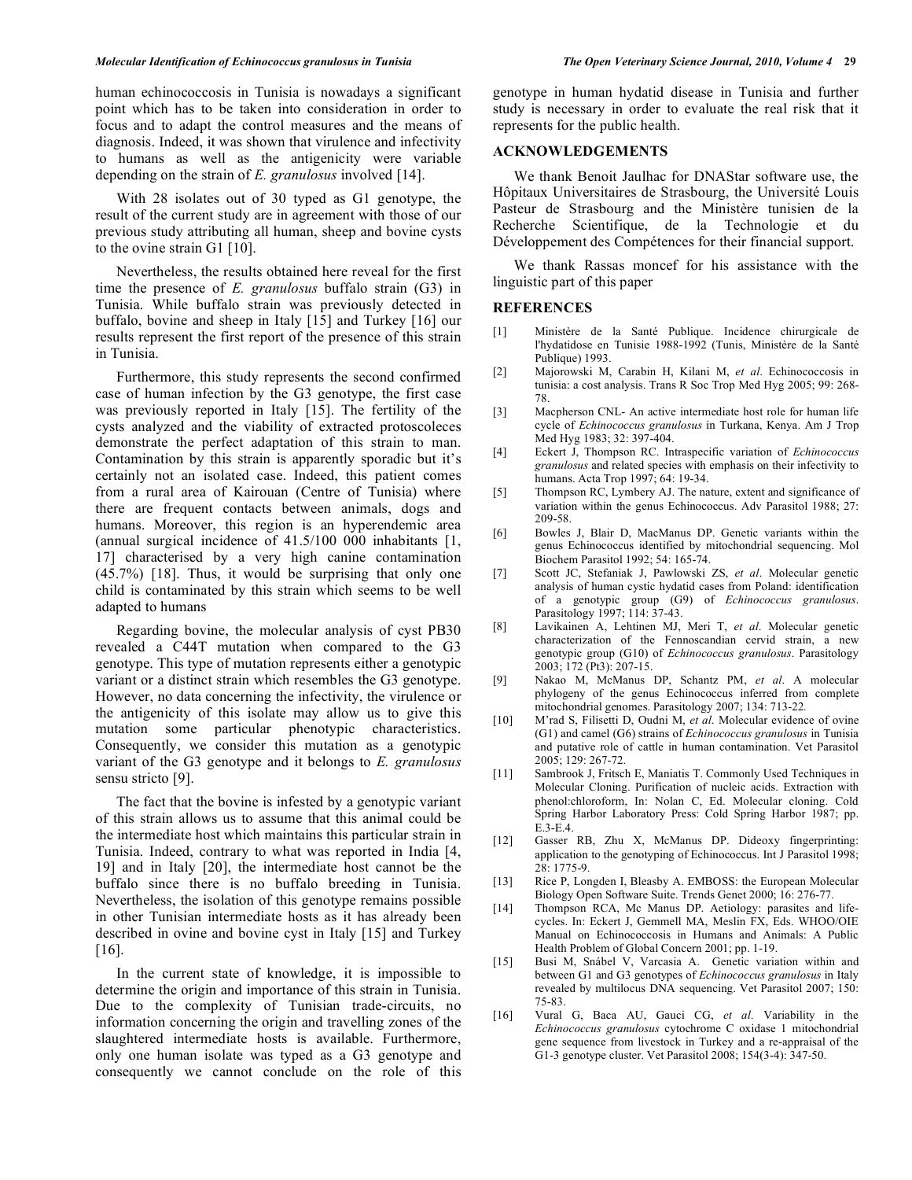human echinococcosis in Tunisia is nowadays a significant point which has to be taken into consideration in order to focus and to adapt the control measures and the means of diagnosis. Indeed, it was shown that virulence and infectivity to humans as well as the antigenicity were variable depending on the strain of *E. granulosus* involved [14].

With 28 isolates out of 30 typed as G1 genotype, the result of the current study are in agreement with those of our previous study attributing all human, sheep and bovine cysts to the ovine strain G1 [10].

Nevertheless, the results obtained here reveal for the first time the presence of *E. granulosus* buffalo strain (G3) in Tunisia. While buffalo strain was previously detected in buffalo, bovine and sheep in Italy [15] and Turkey [16] our results represent the first report of the presence of this strain in Tunisia.

Furthermore, this study represents the second confirmed case of human infection by the G3 genotype, the first case was previously reported in Italy [15]. The fertility of the cysts analyzed and the viability of extracted protoscoleces demonstrate the perfect adaptation of this strain to man. Contamination by this strain is apparently sporadic but it's certainly not an isolated case. Indeed, this patient comes from a rural area of Kairouan (Centre of Tunisia) where there are frequent contacts between animals, dogs and humans. Moreover, this region is an hyperendemic area (annual surgical incidence of 41.5/100 000 inhabitants [1, 17] characterised by a very high canine contamination (45.7%) [18]. Thus, it would be surprising that only one child is contaminated by this strain which seems to be well adapted to humans

Regarding bovine, the molecular analysis of cyst PB30 revealed a C44T mutation when compared to the G3 genotype. This type of mutation represents either a genotypic variant or a distinct strain which resembles the G3 genotype. However, no data concerning the infectivity, the virulence or the antigenicity of this isolate may allow us to give this mutation some particular phenotypic characteristics. Consequently, we consider this mutation as a genotypic variant of the G3 genotype and it belongs to *E. granulosus* sensu stricto [9].

The fact that the bovine is infested by a genotypic variant of this strain allows us to assume that this animal could be the intermediate host which maintains this particular strain in Tunisia. Indeed, contrary to what was reported in India [4, 19] and in Italy [20], the intermediate host cannot be the buffalo since there is no buffalo breeding in Tunisia. Nevertheless, the isolation of this genotype remains possible in other Tunisian intermediate hosts as it has already been described in ovine and bovine cyst in Italy [15] and Turkey [16].

In the current state of knowledge, it is impossible to determine the origin and importance of this strain in Tunisia. Due to the complexity of Tunisian trade-circuits, no information concerning the origin and travelling zones of the slaughtered intermediate hosts is available. Furthermore, only one human isolate was typed as a G3 genotype and consequently we cannot conclude on the role of this genotype in human hydatid disease in Tunisia and further study is necessary in order to evaluate the real risk that it represents for the public health.

## ACKNOWLEDGEMENTS

We thank Benoit Jaulhac for DNAStar software use, the Hôpitaux Universitaires de Strasbourg, the Université Louis Pasteur de Strasbourg and the Ministère tunisien de la Recherche Scientifique, de la Technologie et du Développement des Compétences for their financial support.

We thank Rassas moncef for his assistance with the linguistic part of this paper

## REFERENCES

[1] Ministère de la Santé Publique. Incidence chirurgicale de l'hydatidose en Tunisie 1988-1992 (Tunis, Ministère de la Santé Publique) 1993.

[2] Majorowski M, Carabin H, Kilani M, *et al*. Echinococcosis in tunisia: a cost analysis. Trans R Soc Trop Med Hyg 2005; 99: 268-78.

[3] Macpherson CNL- An active intermediate host role for human life cycle of *Echinococcus granulosus* in Turkana, Kenya. Am J Trop Med Hyg 1983; 32: 397-404.

[4] Eckert J, Thompson RC. Intraspecific variation of *Echinococcus granulosus* and related species with emphasis on their infectivity to humans. Acta Trop 1997; 64: 19-34.

[5] Thompson RC, Lymbery AJ. The nature, extent and significance of variation within the genus Echinococcus. Adv Parasitol 1988; 27: 209-58.

[6] Bowles J, Blair D, MacManus DP. Genetic variants within the genus Echinococcus identified by mitochondrial sequencing. Mol Biochem Parasitol 1992; 54: 165-74.

[7] Scott JC, Stefaniak J, Pawlowski ZS, *et al*. Molecular genetic analysis of human cystic hydatid cases from Poland: identification of a genotypic group (G9) of *Echinococcus granulosus*. Parasitology 1997; 114: 37-43.

[8] Lavikainen A, Lehtinen MJ, Meri T, *et al*. Molecular genetic characterization of the Fennoscandian cervid strain, a new genotypic group (G10) of *Echinococcus granulosus*. Parasitology 2003; 172 (Pt3): 207-15.

[9] Nakao M, McManus DP, Schantz PM, *et al*. A molecular phylogeny of the genus Echinococcus inferred from complete mitochondrial genomes. Parasitology 2007; 134: 713-22.

[10] M'rad S, Filisetti D, Oudni M, *et al*. Molecular evidence of ovine (G1) and camel (G6) strains of *Echinococcus granulosus* in Tunisia and putative role of cattle in human contamination. Vet Parasitol 2005; 129: 267-72.

[11] Sambrook J, Fritsch E, Maniatis T. Commonly Used Techniques in Molecular Cloning. Purification of nucleic acids. Extraction with phenol:chloroform, In: Nolan C, Ed. Molecular cloning. Cold Spring Harbor Laboratory Press: Cold Spring Harbor 1987; pp. E.3-E.4.

[12] Gasser RB, Zhu X, McManus DP. Dideoxy fingerprinting: application to the genotyping of Echinococcus. Int J Parasitol 1998; 28: 1775-9.

[13] Rice P, Longden I, Bleasby A. EMBOSS: the European Molecular Biology Open Software Suite. Trends Genet 2000; 16: 276-77.

[14] Thompson RCA, Mc Manus DP. Aetiology: parasites and life-cycles. In: Eckert J, Gemmell MA, Meslin FX, Eds. WHOO/OIE Manual on Echinococcosis in Humans and Animals: A Public Health Problem of Global Concern 2001; pp. 1-19.

[15] Busi M, Snábel V, Varcasia A. Genetic variation within and between G1 and G3 genotypes of *Echinococcus granulosus* in Italy revealed by multilocus DNA sequencing. Vet Parasitol 2007; 150: 75-83.

[16] Vural G, Baca AU, Gauci CG, *et al*. Variability in the *Echinococcus granulosus* cytochrome C oxidase 1 mitochondrial gene sequence from livestock in Turkey and a re-appraisal of the G1-3 genotype cluster. Vet Parasitol 2008; 154(3-4): 347-50.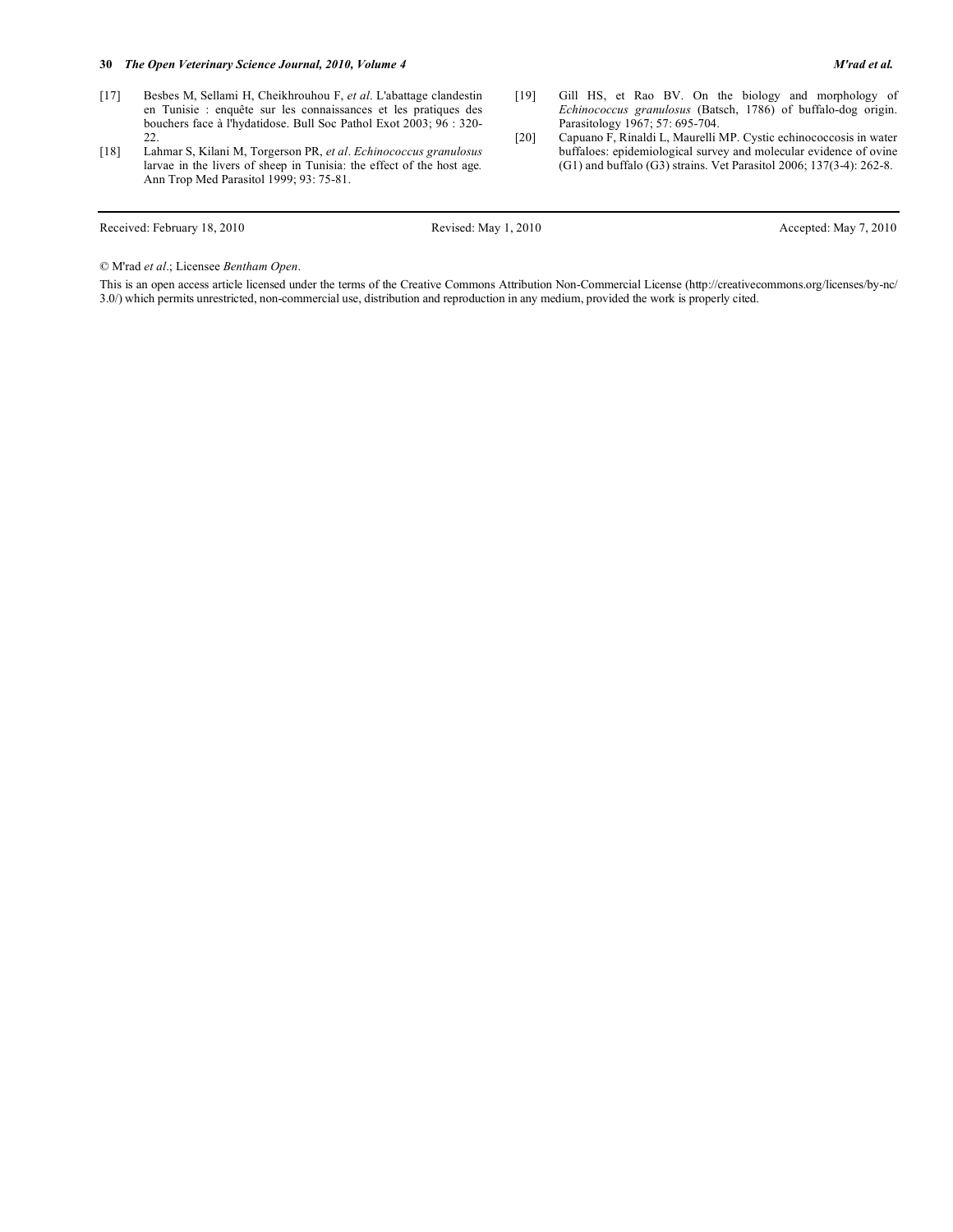[17] Besbes M, Sellami H, Cheikhrouhou F, *et al*. L'abattage clandestin en Tunisie : enquête sur les connaissances et les pratiques des bouchers face à l'hydatidose. Bull Soc Pathol Exot 2003; 96 : 320-22.

[18] Lahmar S, Kilani M, Torgerson PR, *et al*. *Echinococcus granulosus* larvae in the livers of sheep in Tunisia: the effect of the host age. Ann Trop Med Parasitol 1999; 93: 75-81.

[19] Gill HS, et Rao BV. On the biology and morphology of *Echinococcus granulosus* (Batsch, 1786) of buffalo-dog origin. Parasitology 1967; 57: 695-704.

[20] Capuano F, Rinaldi L, Maurelli MP. Cystic echinococcosis in water buffaloes: epidemiological survey and molecular evidence of ovine (G1) and buffalo (G3) strains. Vet Parasitol 2006; 137(3-4): 262-8.

Received: February 18, 2010 Revised: May 1, 2010 Accepted: May 7, 2010

© M'rad *et al*.; Licensee *Bentham Open*.

This is an open access article licensed under the terms of the Creative Commons Attribution Non-Commercial License (http://creativecommons.org/licenses/by-nc/3.0/) which permits unrestricted, non-commercial use, distribution and reproduction in any medium, provided the work is properly cited.